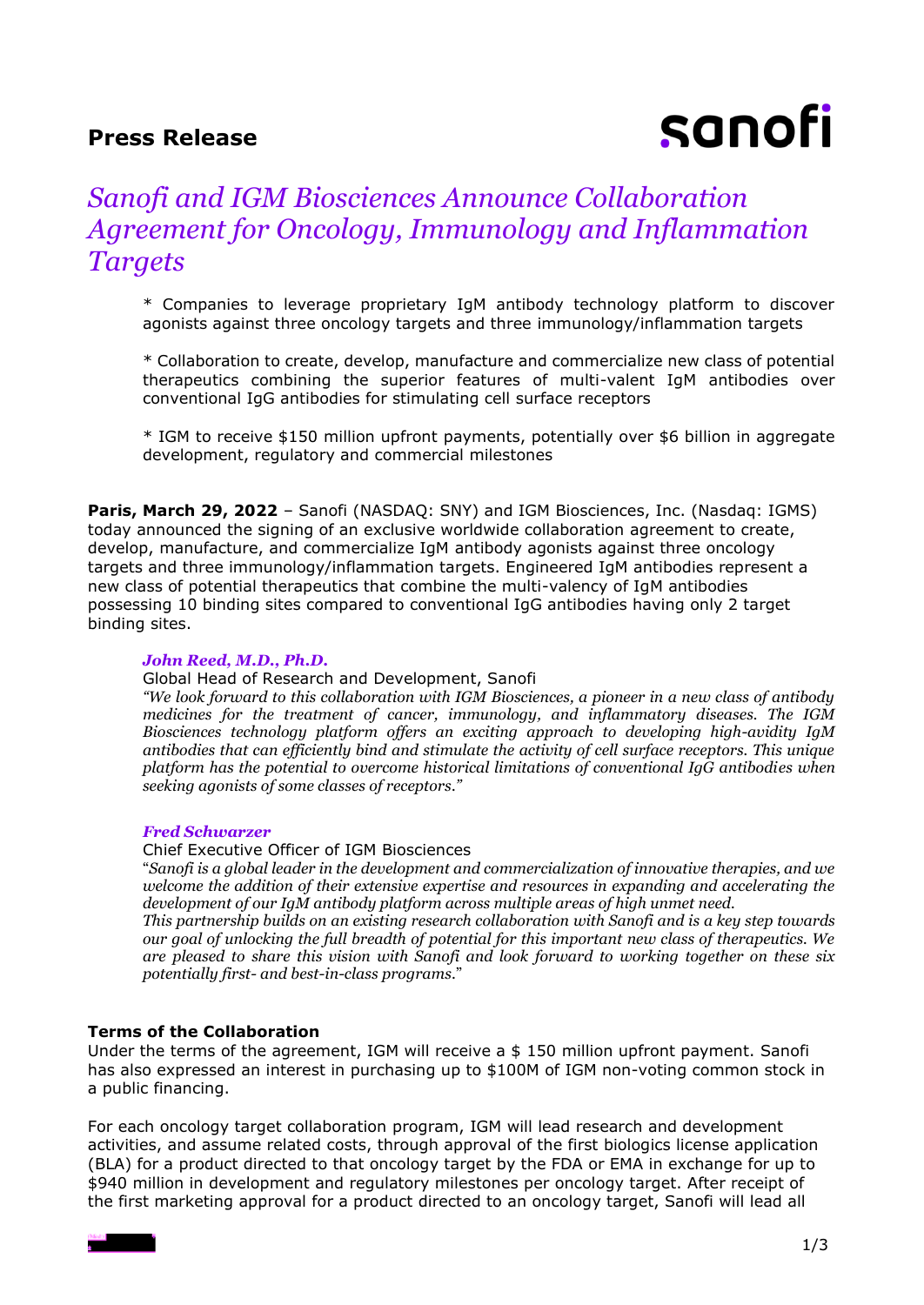**Press Release**

sanofi

# *Sanofi and IGM Biosciences Announce Collaboration Agreement for Oncology, Immunology and Inflammation Targets*

* Companies to leverage proprietary IgM antibody technology platform to discover agonists against three oncology targets and three immunology/inflammation targets

* Collaboration to create, develop, manufacture and commercialize new class of potential therapeutics combining the superior features of multi-valent IgM antibodies over conventional IgG antibodies for stimulating cell surface receptors

* IGM to receive $150 million upfront payments, potentially over $6 billion in aggregate development, regulatory and commercial milestones

**Paris, March 29, 2022** – Sanofi (NASDAQ: SNY) and IGM Biosciences, Inc. (Nasdaq: IGMS) today announced the signing of an exclusive worldwide collaboration agreement to create, develop, manufacture, and commercialize IgM antibody agonists against three oncology targets and three immunology/inflammation targets. Engineered IgM antibodies represent a new class of potential therapeutics that combine the multi-valency of IgM antibodies possessing 10 binding sites compared to conventional IgG antibodies having only 2 target binding sites.

***John Reed, M.D., Ph.D.***
Global Head of Research and Development, Sanofi
*"We look forward to this collaboration with IGM Biosciences, a pioneer in a new class of antibody medicines for the treatment of cancer, immunology, and inflammatory diseases. The IGM Biosciences technology platform offers an exciting approach to developing high-avidity IgM antibodies that can efficiently bind and stimulate the activity of cell surface receptors. This unique platform has the potential to overcome historical limitations of conventional IgG antibodies when seeking agonists of some classes of receptors."*

***Fred Schwarzer***
Chief Executive Officer of IGM Biosciences
"*Sanofi is a global leader in the development and commercialization of innovative therapies, and we welcome the addition of their extensive expertise and resources in expanding and accelerating the development of our IgM antibody platform across multiple areas of high unmet need.*
*This partnership builds on an existing research collaboration with Sanofi and is a key step towards our goal of unlocking the full breadth of potential for this important new class of therapeutics. We are pleased to share this vision with Sanofi and look forward to working together on these six potentially first- and best-in-class programs.*"

**Terms of the Collaboration**
Under the terms of the agreement, IGM will receive a $ 150 million upfront payment. Sanofi has also expressed an interest in purchasing up to $100M of IGM non-voting common stock in a public financing.

For each oncology target collaboration program, IGM will lead research and development activities, and assume related costs, through approval of the first biologics license application (BLA) for a product directed to that oncology target by the FDA or EMA in exchange for up to $940 million in development and regulatory milestones per oncology target. After receipt of the first marketing approval for a product directed to an oncology target, Sanofi will lead all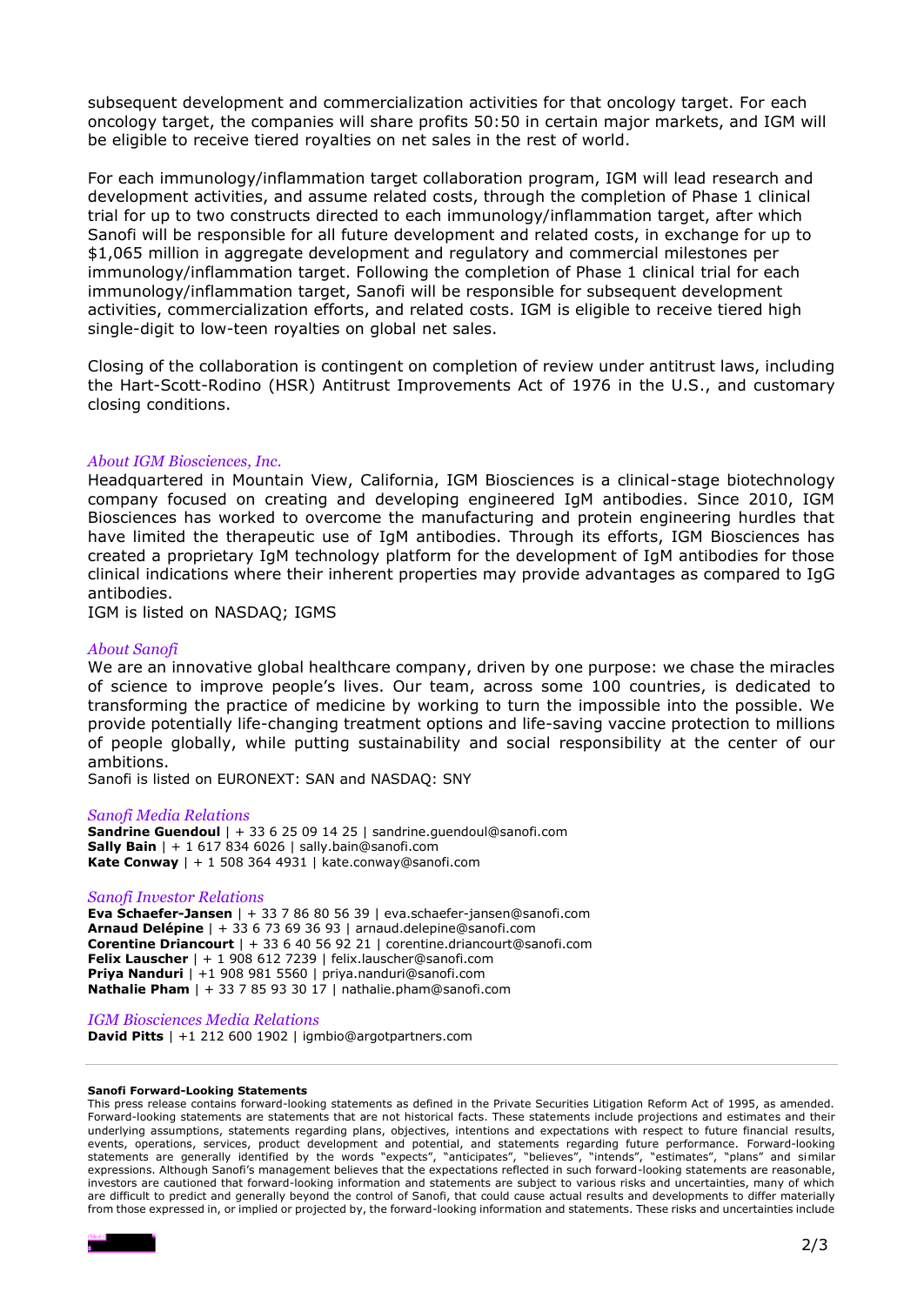subsequent development and commercialization activities for that oncology target. For each oncology target, the companies will share profits 50:50 in certain major markets, and IGM will be eligible to receive tiered royalties on net sales in the rest of world.

For each immunology/inflammation target collaboration program, IGM will lead research and development activities, and assume related costs, through the completion of Phase 1 clinical trial for up to two constructs directed to each immunology/inflammation target, after which Sanofi will be responsible for all future development and related costs, in exchange for up to $1,065 million in aggregate development and regulatory and commercial milestones per immunology/inflammation target. Following the completion of Phase 1 clinical trial for each immunology/inflammation target, Sanofi will be responsible for subsequent development activities, commercialization efforts, and related costs. IGM is eligible to receive tiered high single-digit to low-teen royalties on global net sales.

Closing of the collaboration is contingent on completion of review under antitrust laws, including the Hart-Scott-Rodino (HSR) Antitrust Improvements Act of 1976 in the U.S., and customary closing conditions.

*About IGM Biosciences, Inc.*

Headquartered in Mountain View, California, IGM Biosciences is a clinical-stage biotechnology company focused on creating and developing engineered IgM antibodies. Since 2010, IGM Biosciences has worked to overcome the manufacturing and protein engineering hurdles that have limited the therapeutic use of IgM antibodies. Through its efforts, IGM Biosciences has created a proprietary IgM technology platform for the development of IgM antibodies for those clinical indications where their inherent properties may provide advantages as compared to IgG antibodies.
IGM is listed on NASDAQ; IGMS

*About Sanofi*

We are an innovative global healthcare company, driven by one purpose: we chase the miracles of science to improve people's lives. Our team, across some 100 countries, is dedicated to transforming the practice of medicine by working to turn the impossible into the possible. We provide potentially life-changing treatment options and life-saving vaccine protection to millions of people globally, while putting sustainability and social responsibility at the center of our ambitions.
Sanofi is listed on EURONEXT: SAN and NASDAQ: SNY

*Sanofi Media Relations*

**Sandrine Guendoul** | + 33 6 25 09 14 25 | sandrine.guendoul@sanofi.com
**Sally Bain** | + 1 617 834 6026 | sally.bain@sanofi.com
**Kate Conway** | + 1 508 364 4931 | kate.conway@sanofi.com

*Sanofi Investor Relations*

**Eva Schaefer-Jansen** | + 33 7 86 80 56 39 | eva.schaefer-jansen@sanofi.com
**Arnaud Delépine** | + 33 6 73 69 36 93 | arnaud.delepine@sanofi.com
**Corentine Driancourt** | + 33 6 40 56 92 21 | corentine.driancourt@sanofi.com
**Felix Lauscher** | + 1 908 612 7239 | felix.lauscher@sanofi.com
**Priya Nanduri** | +1 908 981 5560 | priya.nanduri@sanofi.com
**Nathalie Pham** | + 33 7 85 93 30 17 | nathalie.pham@sanofi.com

*IGM Biosciences Media Relations*

**David Pitts** | +1 212 600 1902 | igmbio@argotpartners.com

---

**Sanofi Forward-Looking Statements**

This press release contains forward-looking statements as defined in the Private Securities Litigation Reform Act of 1995, as amended. Forward-looking statements are statements that are not historical facts. These statements include projections and estimates and their underlying assumptions, statements regarding plans, objectives, intentions and expectations with respect to future financial results, events, operations, services, product development and potential, and statements regarding future performance. Forward-looking statements are generally identified by the words "expects", "anticipates", "believes", "intends", "estimates", "plans" and similar expressions. Although Sanofi's management believes that the expectations reflected in such forward-looking statements are reasonable, investors are cautioned that forward-looking information and statements are subject to various risks and uncertainties, many of which are difficult to predict and generally beyond the control of Sanofi, that could cause actual results and developments to differ materially from those expressed in, or implied or projected by, the forward-looking information and statements. These risks and uncertainties include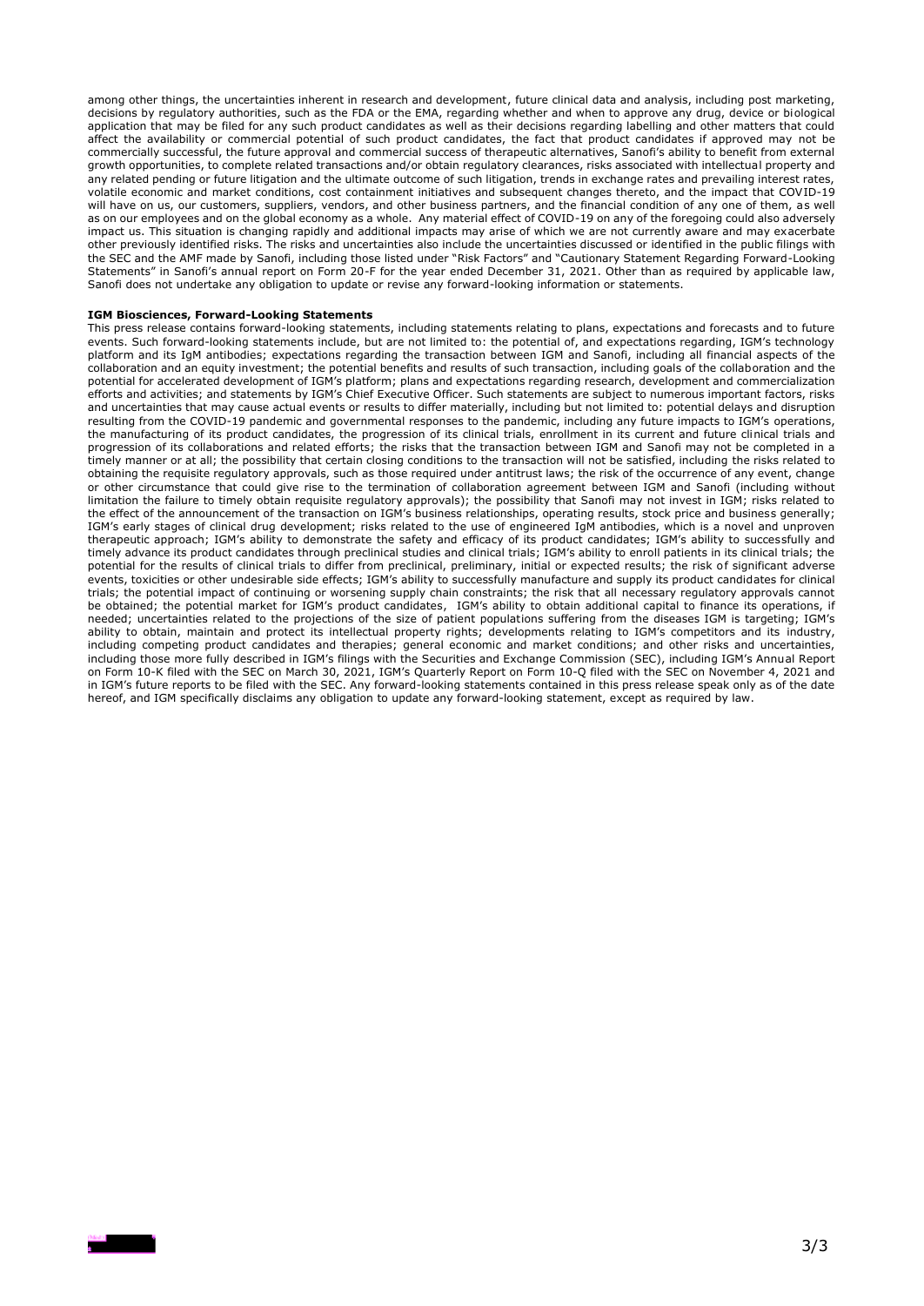among other things, the uncertainties inherent in research and development, future clinical data and analysis, including post marketing, decisions by regulatory authorities, such as the FDA or the EMA, regarding whether and when to approve any drug, device or biological application that may be filed for any such product candidates as well as their decisions regarding labelling and other matters that could affect the availability or commercial potential of such product candidates, the fact that product candidates if approved may not be commercially successful, the future approval and commercial success of therapeutic alternatives, Sanofi's ability to benefit from external growth opportunities, to complete related transactions and/or obtain regulatory clearances, risks associated with intellectual property and any related pending or future litigation and the ultimate outcome of such litigation, trends in exchange rates and prevailing interest rates, volatile economic and market conditions, cost containment initiatives and subsequent changes thereto, and the impact that COVID-19 will have on us, our customers, suppliers, vendors, and other business partners, and the financial condition of any one of them, as well as on our employees and on the global economy as a whole. Any material effect of COVID-19 on any of the foregoing could also adversely impact us. This situation is changing rapidly and additional impacts may arise of which we are not currently aware and may exacerbate other previously identified risks. The risks and uncertainties also include the uncertainties discussed or identified in the public filings with the SEC and the AMF made by Sanofi, including those listed under "Risk Factors" and "Cautionary Statement Regarding Forward-Looking Statements" in Sanofi's annual report on Form 20-F for the year ended December 31, 2021. Other than as required by applicable law, Sanofi does not undertake any obligation to update or revise any forward-looking information or statements.

**IGM Biosciences, Forward-Looking Statements**

This press release contains forward-looking statements, including statements relating to plans, expectations and forecasts and to future events. Such forward-looking statements include, but are not limited to: the potential of, and expectations regarding, IGM's technology platform and its IgM antibodies; expectations regarding the transaction between IGM and Sanofi, including all financial aspects of the collaboration and an equity investment; the potential benefits and results of such transaction, including goals of the collaboration and the potential for accelerated development of IGM's platform; plans and expectations regarding research, development and commercialization efforts and activities; and statements by IGM's Chief Executive Officer. Such statements are subject to numerous important factors, risks and uncertainties that may cause actual events or results to differ materially, including but not limited to: potential delays and disruption resulting from the COVID-19 pandemic and governmental responses to the pandemic, including any future impacts to IGM's operations, the manufacturing of its product candidates, the progression of its clinical trials, enrollment in its current and future clinical trials and progression of its collaborations and related efforts; the risks that the transaction between IGM and Sanofi may not be completed in a timely manner or at all; the possibility that certain closing conditions to the transaction will not be satisfied, including the risks related to obtaining the requisite regulatory approvals, such as those required under antitrust laws; the risk of the occurrence of any event, change or other circumstance that could give rise to the termination of collaboration agreement between IGM and Sanofi (including without limitation the failure to timely obtain requisite regulatory approvals); the possibility that Sanofi may not invest in IGM; risks related to the effect of the announcement of the transaction on IGM's business relationships, operating results, stock price and business generally; IGM's early stages of clinical drug development; risks related to the use of engineered IgM antibodies, which is a novel and unproven therapeutic approach; IGM's ability to demonstrate the safety and efficacy of its product candidates; IGM's ability to successfully and timely advance its product candidates through preclinical studies and clinical trials; IGM's ability to enroll patients in its clinical trials; the potential for the results of clinical trials to differ from preclinical, preliminary, initial or expected results; the risk of significant adverse events, toxicities or other undesirable side effects; IGM's ability to successfully manufacture and supply its product candidates for clinical trials; the potential impact of continuing or worsening supply chain constraints; the risk that all necessary regulatory approvals cannot be obtained; the potential market for IGM's product candidates, IGM's ability to obtain additional capital to finance its operations, if needed; uncertainties related to the projections of the size of patient populations suffering from the diseases IGM is targeting; IGM's ability to obtain, maintain and protect its intellectual property rights; developments relating to IGM's competitors and its industry, including competing product candidates and therapies; general economic and market conditions; and other risks and uncertainties, including those more fully described in IGM's filings with the Securities and Exchange Commission (SEC), including IGM's Annual Report on Form 10-K filed with the SEC on March 30, 2021, IGM's Quarterly Report on Form 10-Q filed with the SEC on November 4, 2021 and in IGM's future reports to be filed with the SEC. Any forward-looking statements contained in this press release speak only as of the date hereof, and IGM specifically disclaims any obligation to update any forward-looking statement, except as required by law.